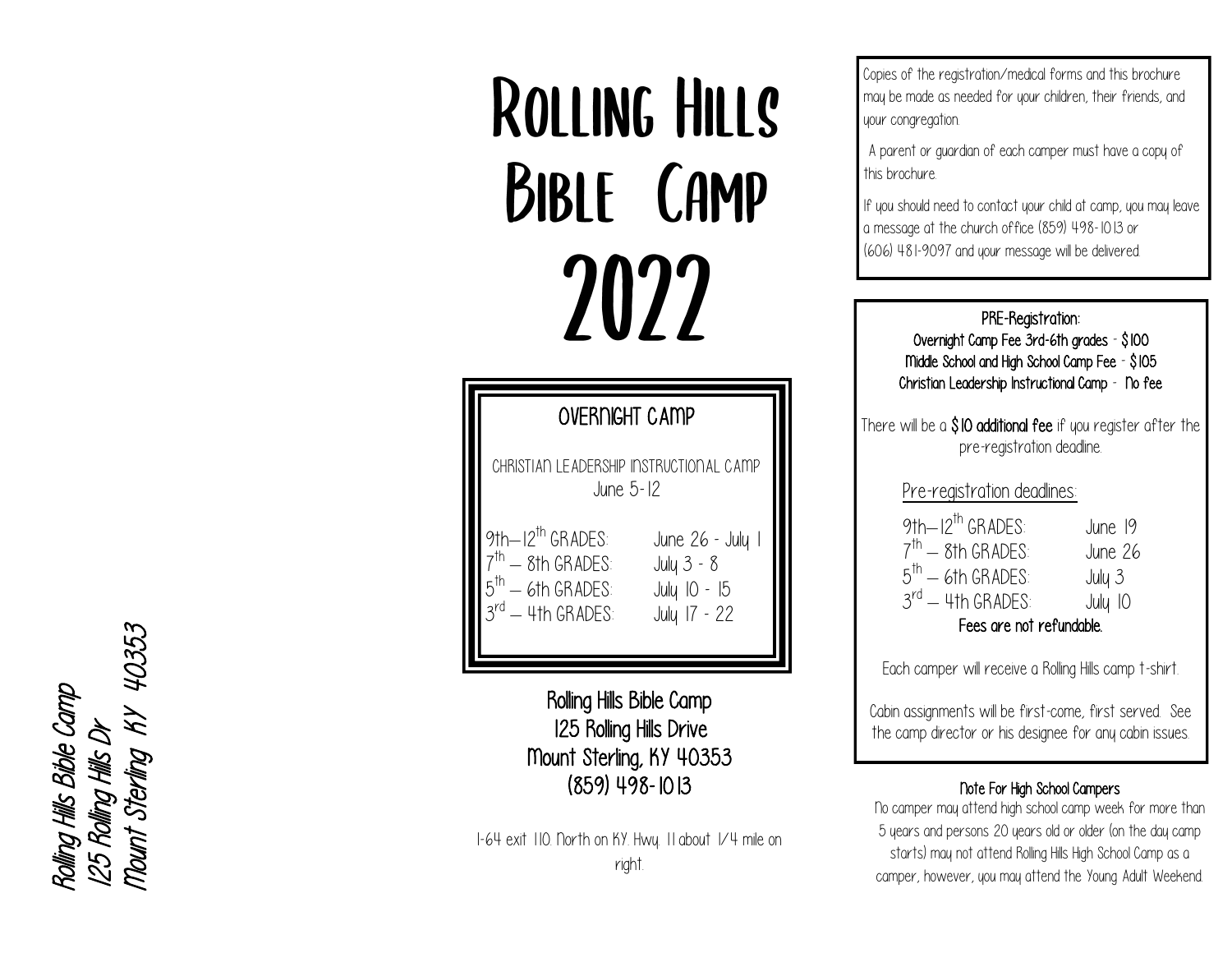Rolling Hills Bible Camp
125 Rolling Hills Dr
Mount Sterling KY 40353

# Rolling Hills Bible Camp 2022

## OVERNIGHT CAMP

CHRISTIAN LEADERSHIP INSTRUCTIONAL CAMP
June 5-12

| | |
|---|---|
| 9th–12th GRADES: | June 26 - July 1 |
| 7th – 8th GRADES: | July 3 - 8 |
| 5th – 6th GRADES: | July 10 - 15 |
| 3rd – 4th GRADES: | July 17 - 22 |

**Rolling Hills Bible Camp**
**125 Rolling Hills Drive**
**Mount Sterling, KY 40353**
**(859) 498-1013**

I-64 exit 110. North on KY. Hwy. 11 about 1/4 mile on right.

Copies of the registration/medical forms and this brochure may be made as needed for your children, their friends, and your congregation.

A parent or guardian of each camper must have a copy of this brochure.

If you should need to contact your child at camp, you may leave a message at the church office (859) 498-1013 or (606) 481-9097 and your message will be delivered.

**PRE-Registration:**
**Overnight Camp Fee 3rd-6th grades - $100**
**Middle School and High School Camp Fee - $105**
**Christian Leadership Instructional Camp - No fee**

There will be a **$10 additional fee** if you register after the pre-registration deadline.

Pre-registration deadlines:

| | |
|---|---|
| 9th–12th GRADES: | June 19 |
| 7th – 8th GRADES: | June 26 |
| 5th – 6th GRADES: | July 3 |
| 3rd – 4th GRADES: | July 10 |

**Fees are not refundable.**

Each camper will receive a Rolling Hills camp t-shirt.

Cabin assignments will be first-come, first served. See the camp director or his designee for any cabin issues.

**Note For High School Campers**

No camper may attend high school camp week for more than 5 years and persons 20 years old or older (on the day camp starts) may not attend Rolling Hills High School Camp as a camper, however, you may attend the Young Adult Weekend.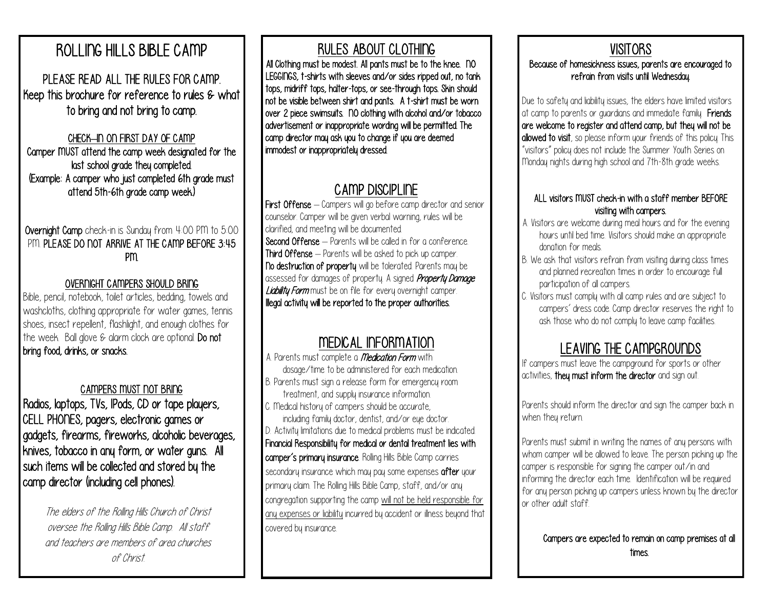# ROLLING HILLS BIBLE CAMP

## PLEASE READ ALL THE RULES FOR CAMP.

**Keep this brochure for reference to rules & what to bring and not bring to camp.**

### CHECK—IN ON FIRST DAY OF CAMP

**Camper MUST attend the camp week designated for the last school grade they completed. (Example: A camper who just completed 6th grade must attend 5th-6th grade camp week.)**

**Overnight Camp** check-in is Sunday from 4:00 PM to 5:00 PM. **PLEASE DO NOT ARRIVE AT THE CAMP BEFORE 3:45 PM.**

### OVERNIGHT CAMPERS SHOULD BRING

Bible, pencil, notebook, toilet articles, bedding, towels and washcloths, clothing appropriate for water games, tennis shoes, insect repellent, flashlight, and enough clothes for the week. Ball glove & alarm clock are optional. **Do not bring food, drinks, or snacks.**

### CAMPERS MUST NOT BRING

**Radios, laptops, TVs, IPods, CD or tape players, CELL PHONES, pagers, electronic games or gadgets, firearms, fireworks, alcoholic beverages, knives, tobacco in any form, or water guns. All such items will be collected and stored by the camp director (including cell phones).**

*The elders of the Rolling Hills Church of Christ oversee the Rolling Hills Bible Camp. All staff and teachers are members of area churches of Christ.*

## RULES ABOUT CLOTHING

**All Clothing must be modest. All pants must be to the knee. NO LEGGINGS, t-shirts with sleeves and/or sides ripped out, no tank tops, midriff tops, halter-tops, or see-through tops. Skin should not be visible between shirt and pants. A t-shirt must be worn over 2 piece swimsuits. NO clothing with alcohol and/or tobacco advertisement or inappropriate wording will be permitted. The camp director may ask you to change if you are deemed immodest or inappropriately dressed.**

## CAMP DISCIPLINE

**First Offense** – Campers will go before camp director and senior counselor. Camper will be given verbal warning, rules will be clarified, and meeting will be documented.

**Second Offense** – Parents will be called in for a conference.

**Third Offense** – Parents will be asked to pick up camper.

**No destruction of property** will be tolerated. Parents may be assessed for damages of property. A signed ***Property Damage Liability Form*** must be on file for every overnight camper. **Illegal activity will be reported to the proper authorities.**

## MEDICAL INFORMATION

A. Parents must complete a ***Medication Form*** with dosage/time to be administered for each medication.

B. Parents must sign a release form for emergency room treatment, and supply insurance information.

C. Medical history of campers should be accurate, including family doctor, dentist, and/or eye doctor.

D. Activity limitations due to medical problems must be indicated.

**Financial Responsibility for medical or dental treatment lies with camper's primary insurance.** Rolling Hills Bible Camp carries secondary insurance which may pay some expenses **after** your primary claim. The Rolling Hills Bible Camp, staff, and/or any congregation supporting the camp will not be held responsible for any expenses or liability incurred by accident or illness beyond that covered by insurance.

## VISITORS

**Because of homesickness issues, parents are encouraged to refrain from visits until Wednesday.**

Due to safety and liability issues, the elders have limited visitors at camp to parents or guardians and immediate family. **Friends are welcome to register and attend camp, but they will not be allowed to visit**, so please inform your friends of this policy. This "visitors" policy does not include the Summer Youth Series on Monday nights during high school and 7th-8th grade weeks.

**ALL visitors MUST check-in with a staff member BEFORE visiting with campers.**

A. Visitors are welcome during meal hours and for the evening hours until bed time. Visitors should make an appropriate donation for meals.

B. We ask that visitors refrain from visiting during class times and planned recreation times in order to encourage full participation of all campers.

C. Visitors must comply with all camp rules and are subject to campers' dress code. Camp director reserves the right to ask those who do not comply to leave camp facilities.

## LEAVING THE CAMPGROUNDS

If campers must leave the campground for sports or other activities, **they must inform the director** and sign out.

Parents should inform the director and sign the camper back in when they return.

Parents must submit in writing the names of any persons with whom camper will be allowed to leave. The person picking up the camper is responsible for signing the camper out/in and informing the director each time. Identification will be required for any person picking up campers unless known by the director or other adult staff.

**Campers are expected to remain on camp premises at all times.**